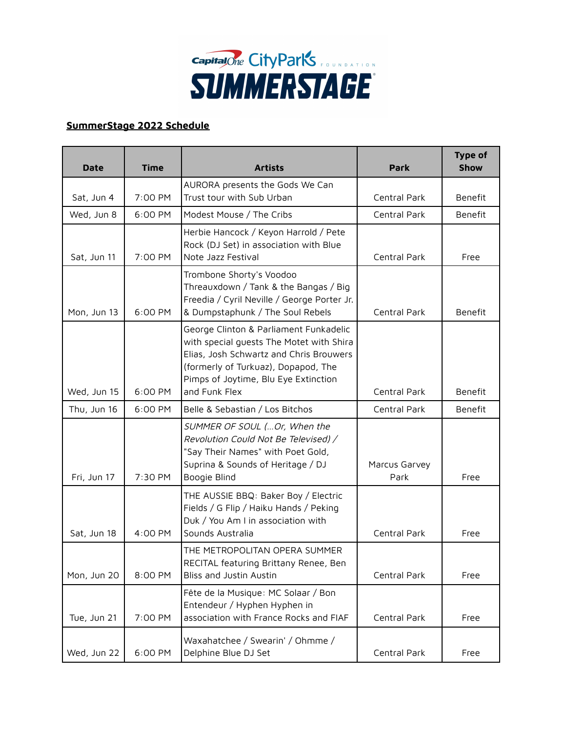**SummerStage 2022 Schedule**

| Date | Time | Artists | Park | Type of Show |
|---|---|---|---|---|
| Sat, Jun 4 | 7:00 PM | AURORA presents the Gods We Can Trust tour with Sub Urban | Central Park | Benefit |
| Wed, Jun 8 | 6:00 PM | Modest Mouse / The Cribs | Central Park | Benefit |
| Sat, Jun 11 | 7:00 PM | Herbie Hancock / Keyon Harrold / Pete Rock (DJ Set) in association with Blue Note Jazz Festival | Central Park | Free |
| Mon, Jun 13 | 6:00 PM | Trombone Shorty's Voodoo Threauxdown / Tank & the Bangas / Big Freedia / Cyril Neville / George Porter Jr. & Dumpstaphunk / The Soul Rebels | Central Park | Benefit |
| Wed, Jun 15 | 6:00 PM | George Clinton & Parliament Funkadelic with special guests The Motet with Shira Elias, Josh Schwartz and Chris Brouwers (formerly of Turkuaz), Dopapod, The Pimps of Joytime, Blu Eye Extinction and Funk Flex | Central Park | Benefit |
| Thu, Jun 16 | 6:00 PM | Belle & Sebastian / Los Bitchos | Central Park | Benefit |
| Fri, Jun 17 | 7:30 PM | *SUMMER OF SOUL (...Or, When the Revolution Could Not Be Televised) /* "Say Their Names" with Poet Gold, Suprina & Sounds of Heritage / DJ Boogie Blind | Marcus Garvey Park | Free |
| Sat, Jun 18 | 4:00 PM | THE AUSSIE BBQ: Baker Boy / Electric Fields / G Flip / Haiku Hands / Peking Duk / You Am I in association with Sounds Australia | Central Park | Free |
| Mon, Jun 20 | 8:00 PM | THE METROPOLITAN OPERA SUMMER RECITAL featuring Brittany Renee, Ben Bliss and Justin Austin | Central Park | Free |
| Tue, Jun 21 | 7:00 PM | Fête de la Musique: MC Solaar / Bon Entendeur / Hyphen Hyphen in association with France Rocks and FIAF | Central Park | Free |
| Wed, Jun 22 | 6:00 PM | Waxahatchee / Swearin' / Ohmme / Delphine Blue DJ Set | Central Park | Free |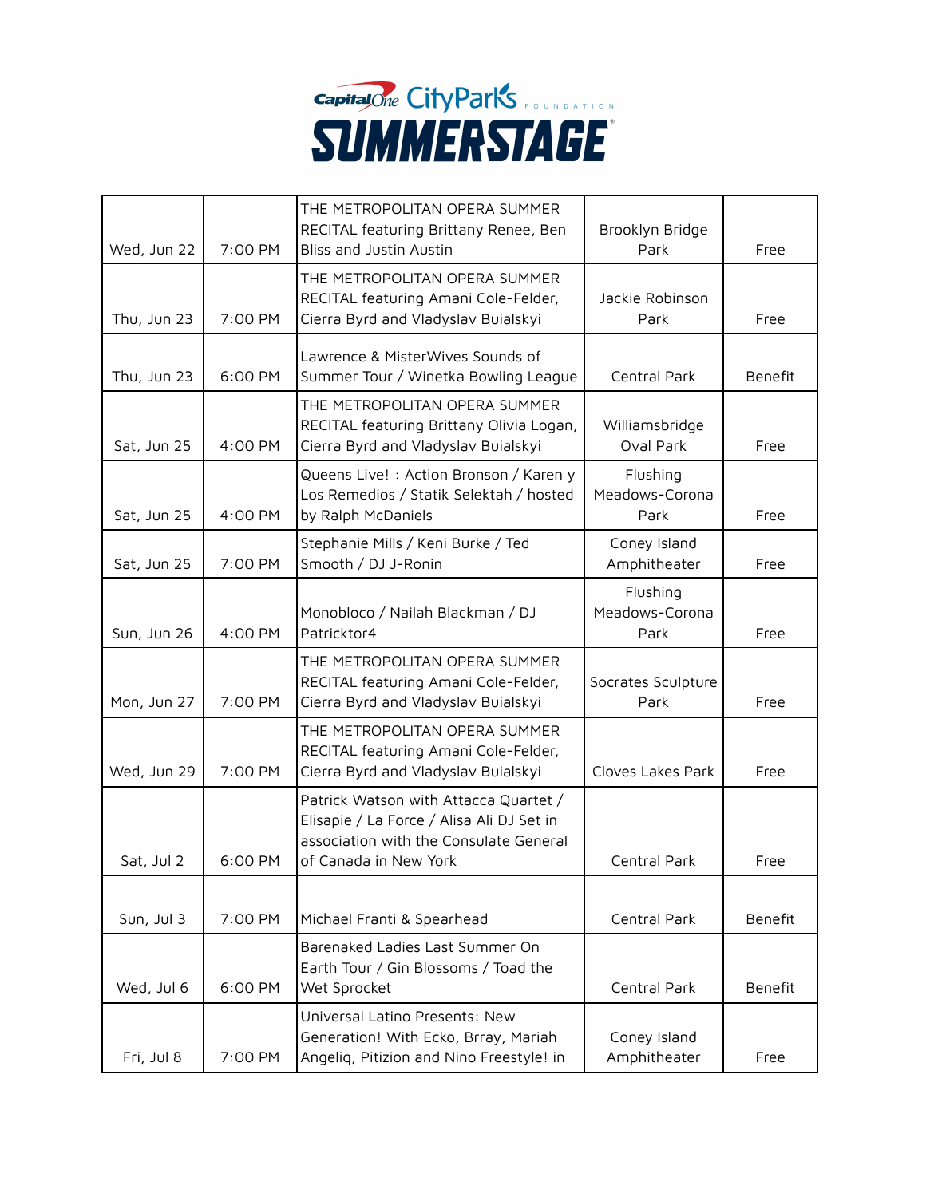# Capital One City Parks Foundation SUMMERSTAGE

| | | | | |
|---|---|---|---|---|
| Wed, Jun 22 | 7:00 PM | THE METROPOLITAN OPERA SUMMER RECITAL featuring Brittany Renee, Ben Bliss and Justin Austin | Brooklyn Bridge Park | Free |
| Thu, Jun 23 | 7:00 PM | THE METROPOLITAN OPERA SUMMER RECITAL featuring Amani Cole-Felder, Cierra Byrd and Vladyslav Buialskyi | Jackie Robinson Park | Free |
| Thu, Jun 23 | 6:00 PM | Lawrence & MisterWives Sounds of Summer Tour / Winetka Bowling League | Central Park | Benefit |
| Sat, Jun 25 | 4:00 PM | THE METROPOLITAN OPERA SUMMER RECITAL featuring Brittany Olivia Logan, Cierra Byrd and Vladyslav Buialskyi | Williamsbridge Oval Park | Free |
| Sat, Jun 25 | 4:00 PM | Queens Live! : Action Bronson / Karen y Los Remedios / Statik Selektah / hosted by Ralph McDaniels | Flushing Meadows-Corona Park | Free |
| Sat, Jun 25 | 7:00 PM | Stephanie Mills / Keni Burke / Ted Smooth / DJ J-Ronin | Coney Island Amphitheater | Free |
| Sun, Jun 26 | 4:00 PM | Monobloco / Nailah Blackman / DJ Patricktor4 | Flushing Meadows-Corona Park | Free |
| Mon, Jun 27 | 7:00 PM | THE METROPOLITAN OPERA SUMMER RECITAL featuring Amani Cole-Felder, Cierra Byrd and Vladyslav Buialskyi | Socrates Sculpture Park | Free |
| Wed, Jun 29 | 7:00 PM | THE METROPOLITAN OPERA SUMMER RECITAL featuring Amani Cole-Felder, Cierra Byrd and Vladyslav Buialskyi | Cloves Lakes Park | Free |
| Sat, Jul 2 | 6:00 PM | Patrick Watson with Attacca Quartet / Elisapie / La Force / Alisa Ali DJ Set in association with the Consulate General of Canada in New York | Central Park | Free |
| Sun, Jul 3 | 7:00 PM | Michael Franti & Spearhead | Central Park | Benefit |
| Wed, Jul 6 | 6:00 PM | Barenaked Ladies Last Summer On Earth Tour / Gin Blossoms / Toad the Wet Sprocket | Central Park | Benefit |
| Fri, Jul 8 | 7:00 PM | Universal Latino Presents: New Generation! With Ecko, Brray, Mariah Angeliq, Pitizion and Nino Freestyle! in | Coney Island Amphitheater | Free |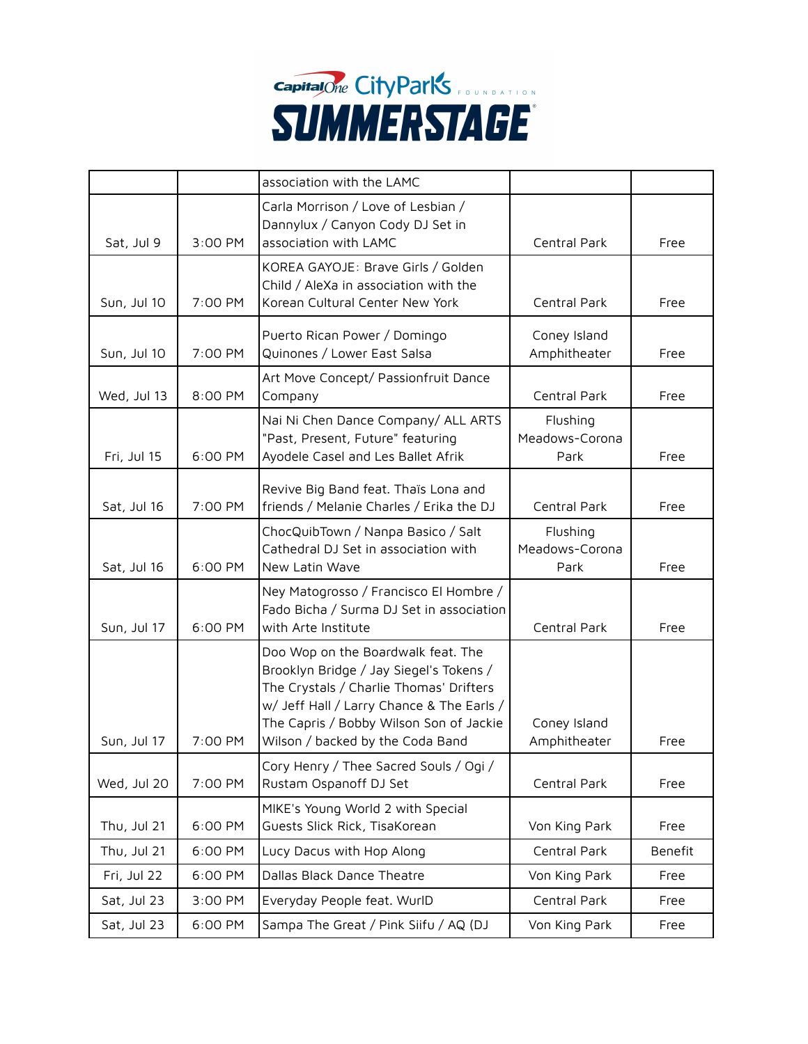| | | association with the LAMC | | |
|---|---|---|---|---|
| Sat, Jul 9 | 3:00 PM | Carla Morrison / Love of Lesbian / Dannylux / Canyon Cody DJ Set in association with LAMC | Central Park | Free |
| Sun, Jul 10 | 7:00 PM | KOREA GAYOJE: Brave Girls / Golden Child / AleXa in association with the Korean Cultural Center New York | Central Park | Free |
| Sun, Jul 10 | 7:00 PM | Puerto Rican Power / Domingo Quinones / Lower East Salsa | Coney Island Amphitheater | Free |
| Wed, Jul 13 | 8:00 PM | Art Move Concept/ Passionfruit Dance Company | Central Park | Free |
| Fri, Jul 15 | 6:00 PM | Nai Ni Chen Dance Company/ ALL ARTS "Past, Present, Future" featuring Ayodele Casel and Les Ballet Afrik | Flushing Meadows-Corona Park | Free |
| Sat, Jul 16 | 7:00 PM | Revive Big Band feat. Thaïs Lona and friends / Melanie Charles / Erika the DJ | Central Park | Free |
| Sat, Jul 16 | 6:00 PM | ChocQuibTown / Nanpa Basico / Salt Cathedral DJ Set in association with New Latin Wave | Flushing Meadows-Corona Park | Free |
| Sun, Jul 17 | 6:00 PM | Ney Matogrosso / Francisco El Hombre / Fado Bicha / Surma DJ Set in association with Arte Institute | Central Park | Free |
| Sun, Jul 17 | 7:00 PM | Doo Wop on the Boardwalk feat. The Brooklyn Bridge / Jay Siegel's Tokens / The Crystals / Charlie Thomas' Drifters w/ Jeff Hall / Larry Chance & The Earls / The Capris / Bobby Wilson Son of Jackie Wilson / backed by the Coda Band | Coney Island Amphitheater | Free |
| Wed, Jul 20 | 7:00 PM | Cory Henry / Thee Sacred Souls / Ogi / Rustam Ospanoff DJ Set | Central Park | Free |
| Thu, Jul 21 | 6:00 PM | MIKE's Young World 2 with Special Guests Slick Rick, TisaKorean | Von King Park | Free |
| Thu, Jul 21 | 6:00 PM | Lucy Dacus with Hop Along | Central Park | Benefit |
| Fri, Jul 22 | 6:00 PM | Dallas Black Dance Theatre | Von King Park | Free |
| Sat, Jul 23 | 3:00 PM | Everyday People feat. WurlD | Central Park | Free |
| Sat, Jul 23 | 6:00 PM | Sampa The Great / Pink Siifu / AQ (DJ | Von King Park | Free |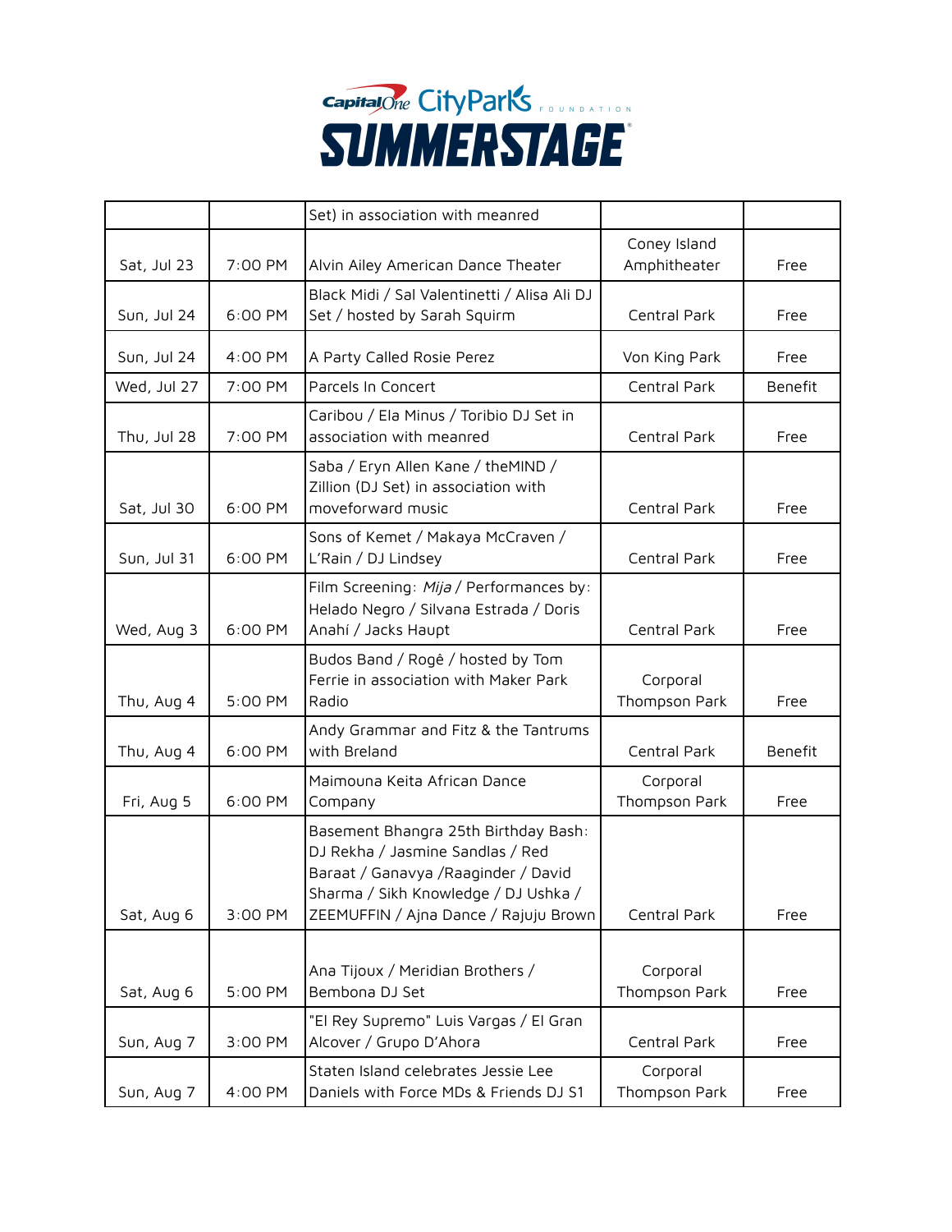| | | Set) in association with meanred | | |
|---|---|---|---|---|
| Sat, Jul 23 | 7:00 PM | Alvin Ailey American Dance Theater | Coney Island Amphitheater | Free |
| Sun, Jul 24 | 6:00 PM | Black Midi / Sal Valentinetti / Alisa Ali DJ Set / hosted by Sarah Squirm | Central Park | Free |
| Sun, Jul 24 | 4:00 PM | A Party Called Rosie Perez | Von King Park | Free |
| Wed, Jul 27 | 7:00 PM | Parcels In Concert | Central Park | Benefit |
| Thu, Jul 28 | 7:00 PM | Caribou / Ela Minus / Toribio DJ Set in association with meanred | Central Park | Free |
| Sat, Jul 30 | 6:00 PM | Saba / Eryn Allen Kane / theMIND / Zillion (DJ Set) in association with moveforward music | Central Park | Free |
| Sun, Jul 31 | 6:00 PM | Sons of Kemet / Makaya McCraven / L'Rain / DJ Lindsey | Central Park | Free |
| Wed, Aug 3 | 6:00 PM | Film Screening: *Mija* / Performances by: Helado Negro / Silvana Estrada / Doris Anahí / Jacks Haupt | Central Park | Free |
| Thu, Aug 4 | 5:00 PM | Budos Band / Rogê / hosted by Tom Ferrie in association with Maker Park Radio | Corporal Thompson Park | Free |
| Thu, Aug 4 | 6:00 PM | Andy Grammar and Fitz & the Tantrums with Breland | Central Park | Benefit |
| Fri, Aug 5 | 6:00 PM | Maimouna Keita African Dance Company | Corporal Thompson Park | Free |
| Sat, Aug 6 | 3:00 PM | Basement Bhangra 25th Birthday Bash: DJ Rekha / Jasmine Sandlas / Red Baraat / Ganavya /Raaginder / David Sharma / Sikh Knowledge / DJ Ushka / ZEEMUFFIN / Ajna Dance / Rajuju Brown | Central Park | Free |
| Sat, Aug 6 | 5:00 PM | Ana Tijoux / Meridian Brothers / Bembona DJ Set | Corporal Thompson Park | Free |
| Sun, Aug 7 | 3:00 PM | "El Rey Supremo" Luis Vargas / El Gran Alcover / Grupo D'Ahora | Central Park | Free |
| Sun, Aug 7 | 4:00 PM | Staten Island celebrates Jessie Lee Daniels with Force MDs & Friends DJ S1 | Corporal Thompson Park | Free |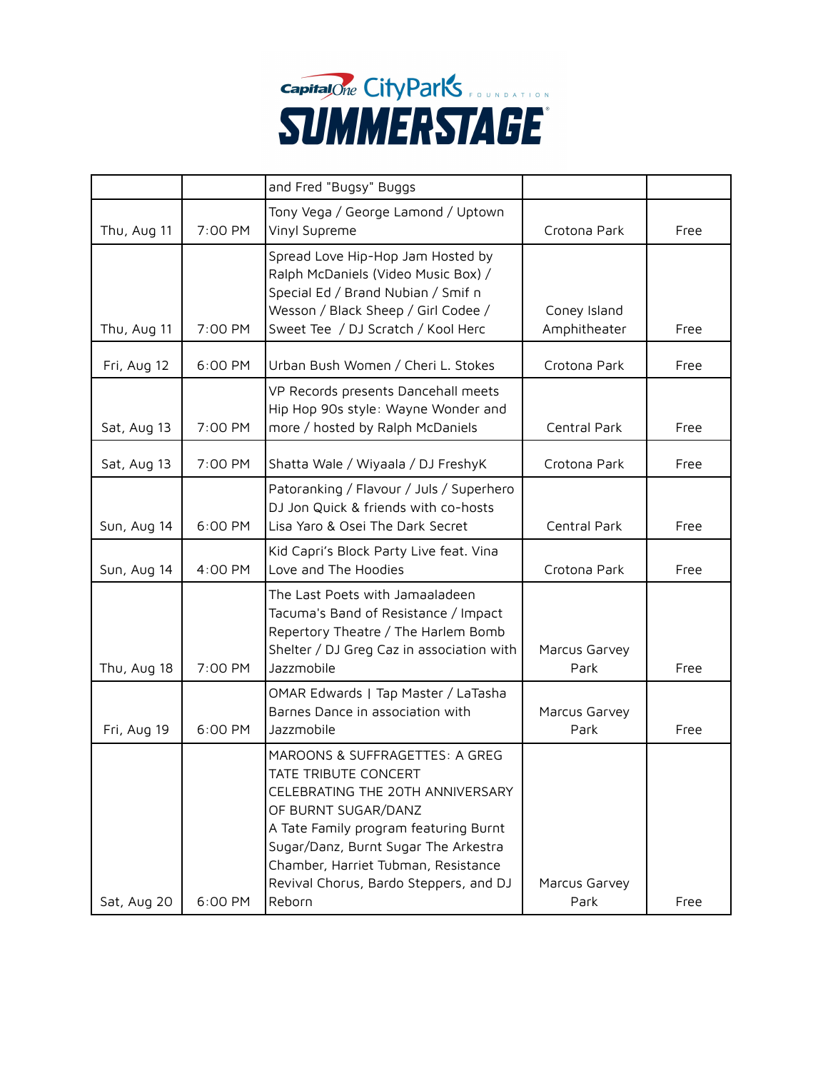| | | and Fred "Bugsy" Buggs | | |
|---|---|---|---|---|
| Thu, Aug 11 | 7:00 PM | Tony Vega / George Lamond / Uptown Vinyl Supreme | Crotona Park | Free |
| Thu, Aug 11 | 7:00 PM | Spread Love Hip-Hop Jam Hosted by Ralph McDaniels (Video Music Box) / Special Ed / Brand Nubian / Smif n Wesson / Black Sheep / Girl Codee / Sweet Tee / DJ Scratch / Kool Herc | Coney Island Amphitheater | Free |
| Fri, Aug 12 | 6:00 PM | Urban Bush Women / Cheri L. Stokes | Crotona Park | Free |
| Sat, Aug 13 | 7:00 PM | VP Records presents Dancehall meets Hip Hop 90s style: Wayne Wonder and more / hosted by Ralph McDaniels | Central Park | Free |
| Sat, Aug 13 | 7:00 PM | Shatta Wale / Wiyaala / DJ FreshyK | Crotona Park | Free |
| Sun, Aug 14 | 6:00 PM | Patoranking / Flavour / Juls / Superhero DJ Jon Quick & friends with co-hosts Lisa Yaro & Osei The Dark Secret | Central Park | Free |
| Sun, Aug 14 | 4:00 PM | Kid Capri's Block Party Live feat. Vina Love and The Hoodies | Crotona Park | Free |
| Thu, Aug 18 | 7:00 PM | The Last Poets with Jamaaladeen Tacuma's Band of Resistance / Impact Repertory Theatre / The Harlem Bomb Shelter / DJ Greg Caz in association with Jazzmobile | Marcus Garvey Park | Free |
| Fri, Aug 19 | 6:00 PM | OMAR Edwards \| Tap Master / LaTasha Barnes Dance in association with Jazzmobile | Marcus Garvey Park | Free |
| Sat, Aug 20 | 6:00 PM | MAROONS & SUFFRAGETTES: A GREG TATE TRIBUTE CONCERT CELEBRATING THE 20TH ANNIVERSARY OF BURNT SUGAR/DANZ A Tate Family program featuring Burnt Sugar/Danz, Burnt Sugar The Arkestra Chamber, Harriet Tubman, Resistance Revival Chorus, Bardo Steppers, and DJ Reborn | Marcus Garvey Park | Free |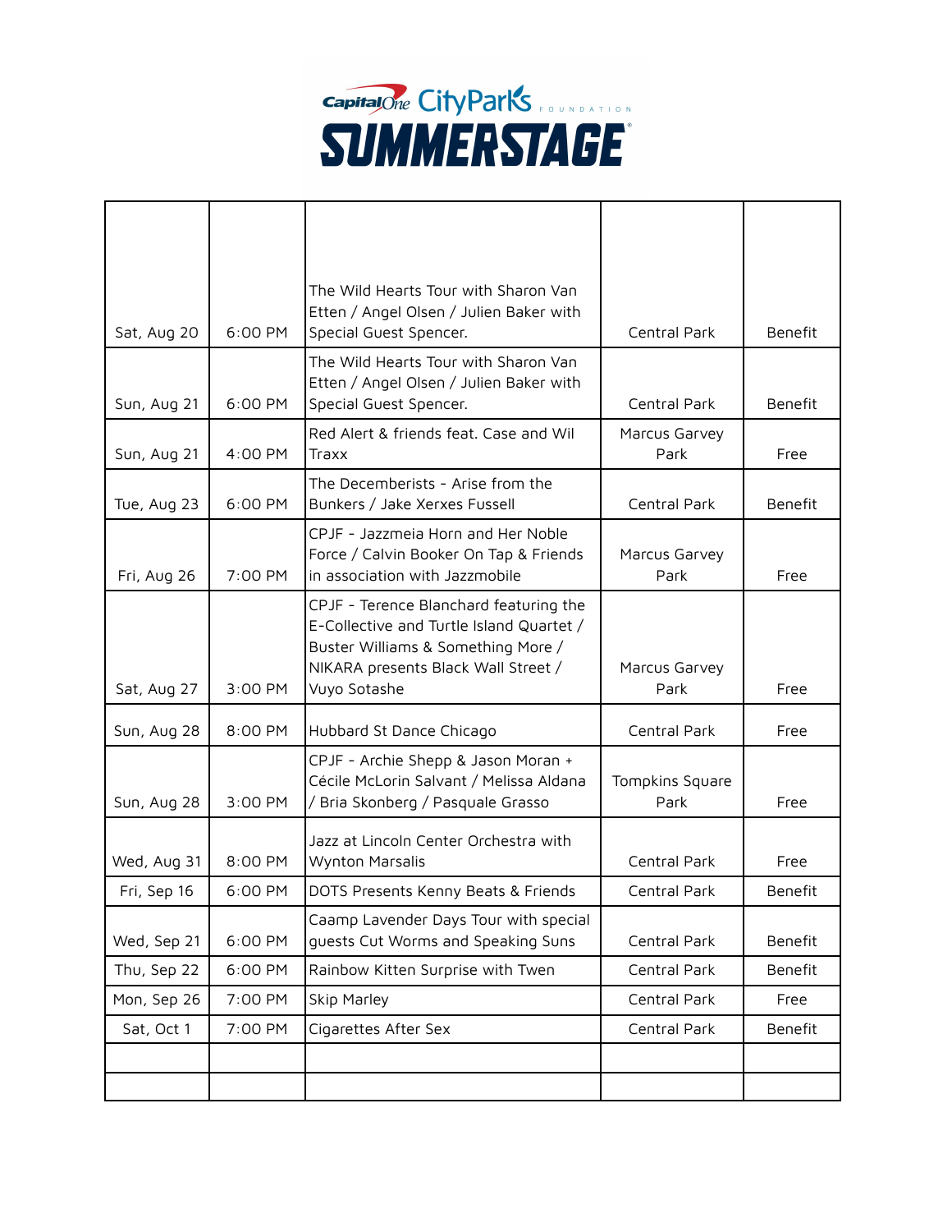| | | | | |
|---|---|---|---|---|
| Sat, Aug 20 | 6:00 PM | The Wild Hearts Tour with Sharon Van Etten / Angel Olsen / Julien Baker with Special Guest Spencer. | Central Park | Benefit |
| Sun, Aug 21 | 6:00 PM | The Wild Hearts Tour with Sharon Van Etten / Angel Olsen / Julien Baker with Special Guest Spencer. | Central Park | Benefit |
| Sun, Aug 21 | 4:00 PM | Red Alert & friends feat. Case and Wil Traxx | Marcus Garvey Park | Free |
| Tue, Aug 23 | 6:00 PM | The Decemberists - Arise from the Bunkers / Jake Xerxes Fussell | Central Park | Benefit |
| Fri, Aug 26 | 7:00 PM | CPJF - Jazzmeia Horn and Her Noble Force / Calvin Booker On Tap & Friends in association with Jazzmobile | Marcus Garvey Park | Free |
| Sat, Aug 27 | 3:00 PM | CPJF - Terence Blanchard featuring the E-Collective and Turtle Island Quartet / Buster Williams & Something More / NIKARA presents Black Wall Street / Vuyo Sotashe | Marcus Garvey Park | Free |
| Sun, Aug 28 | 8:00 PM | Hubbard St Dance Chicago | Central Park | Free |
| Sun, Aug 28 | 3:00 PM | CPJF - Archie Shepp & Jason Moran + Cécile McLorin Salvant / Melissa Aldana / Bria Skonberg / Pasquale Grasso | Tompkins Square Park | Free |
| Wed, Aug 31 | 8:00 PM | Jazz at Lincoln Center Orchestra with Wynton Marsalis | Central Park | Free |
| Fri, Sep 16 | 6:00 PM | DOTS Presents Kenny Beats & Friends | Central Park | Benefit |
| Wed, Sep 21 | 6:00 PM | Caamp Lavender Days Tour with special guests Cut Worms and Speaking Suns | Central Park | Benefit |
| Thu, Sep 22 | 6:00 PM | Rainbow Kitten Surprise with Twen | Central Park | Benefit |
| Mon, Sep 26 | 7:00 PM | Skip Marley | Central Park | Free |
| Sat, Oct 1 | 7:00 PM | Cigarettes After Sex | Central Park | Benefit |
| | | | | |
| | | | | |